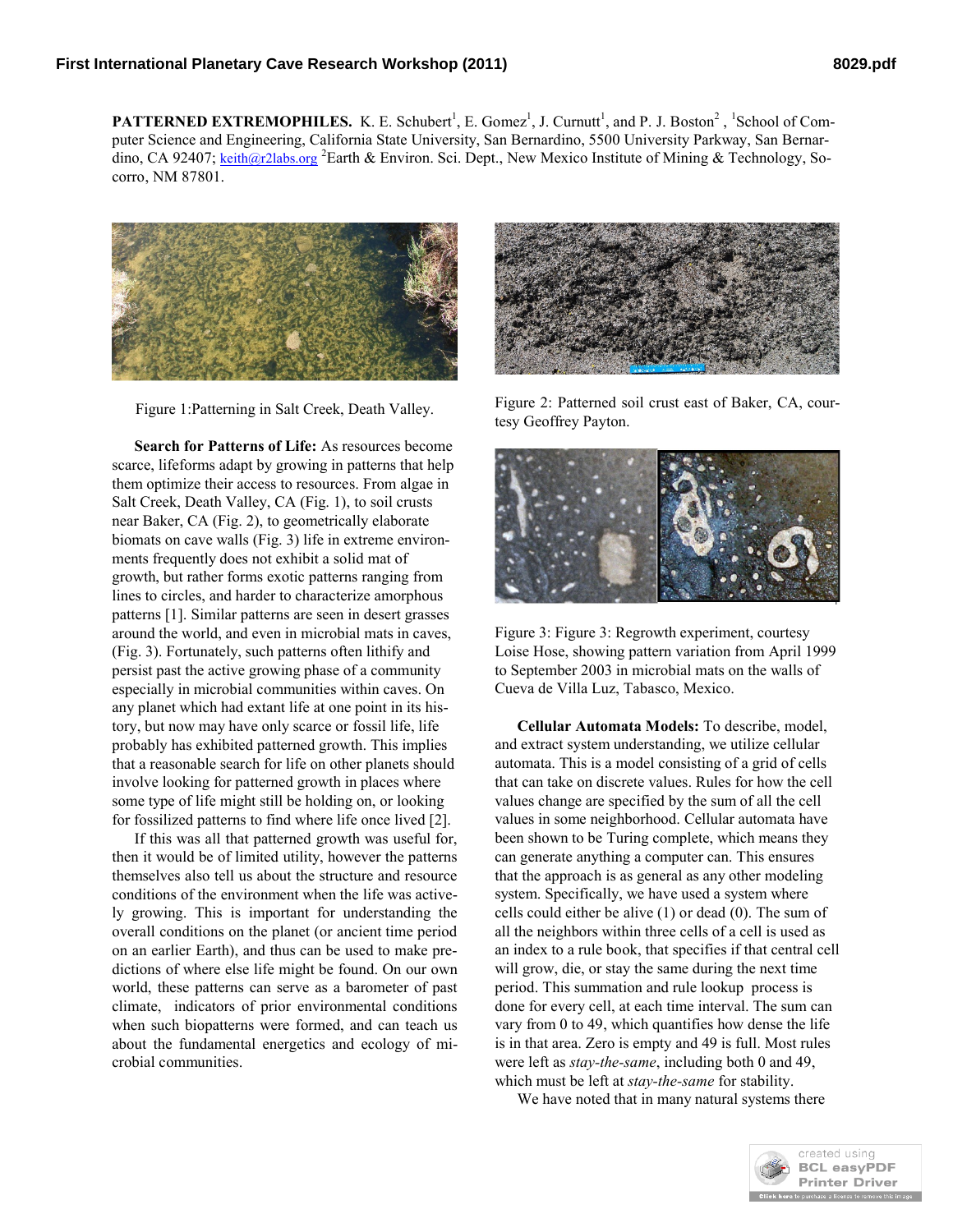**PATTERNED EXTREMOPHILES.** K. E. Schubert[1], E. Gomez[1], J. Curnutt[1], and P. J. Boston[2], [1]School of Computer Science and Engineering, California State University, San Bernardino, 5500 University Parkway, San Bernardino, CA 92407; keith@r2labs.org [2]Earth & Environ. Sci. Dept., New Mexico Institute of Mining & Technology, Socorro, NM 87801.

Figure 1:Patterning in Salt Creek, Death Valley.

Figure 2: Patterned soil crust east of Baker, CA, courtesy Geoffrey Payton.

Figure 3: Figure 3: Regrowth experiment, courtesy Loise Hose, showing pattern variation from April 1999 to September 2003 in microbial mats on the walls of Cueva de Villa Luz, Tabasco, Mexico.

**Search for Patterns of Life:** As resources become scarce, lifeforms adapt by growing in patterns that help them optimize their access to resources. From algae in Salt Creek, Death Valley, CA (Fig. 1), to soil crusts near Baker, CA (Fig. 2), to geometrically elaborate biomats on cave walls (Fig. 3) life in extreme environments frequently does not exhibit a solid mat of growth, but rather forms exotic patterns ranging from lines to circles, and harder to characterize amorphous patterns [1]. Similar patterns are seen in desert grasses around the world, and even in microbial mats in caves, (Fig. 3). Fortunately, such patterns often lithify and persist past the active growing phase of a community especially in microbial communities within caves. On any planet which had extant life at one point in its history, but now may have only scarce or fossil life, life probably has exhibited patterned growth. This implies that a reasonable search for life on other planets should involve looking for patterned growth in places where some type of life might still be holding on, or looking for fossilized patterns to find where life once lived [2].

If this was all that patterned growth was useful for, then it would be of limited utility, however the patterns themselves also tell us about the structure and resource conditions of the environment when the life was actively growing. This is important for understanding the overall conditions on the planet (or ancient time period on an earlier Earth), and thus can be used to make predictions of where else life might be found. On our own world, these patterns can serve as a barometer of past climate, indicators of prior environmental conditions when such biopatterns were formed, and can teach us about the fundamental energetics and ecology of microbial communities.

**Cellular Automata Models:** To describe, model, and extract system understanding, we utilize cellular automata. This is a model consisting of a grid of cells that can take on discrete values. Rules for how the cell values change are specified by the sum of all the cell values in some neighborhood. Cellular automata have been shown to be Turing complete, which means they can generate anything a computer can. This ensures that the approach is as general as any other modeling system. Specifically, we have used a system where cells could either be alive (1) or dead (0). The sum of all the neighbors within three cells of a cell is used as an index to a rule book, that specifies if that central cell will grow, die, or stay the same during the next time period. This summation and rule lookup process is done for every cell, at each time interval. The sum can vary from 0 to 49, which quantifies how dense the life is in that area. Zero is empty and 49 is full. Most rules were left as *stay-the-same*, including both 0 and 49, which must be left at *stay-the-same* for stability.

We have noted that in many natural systems there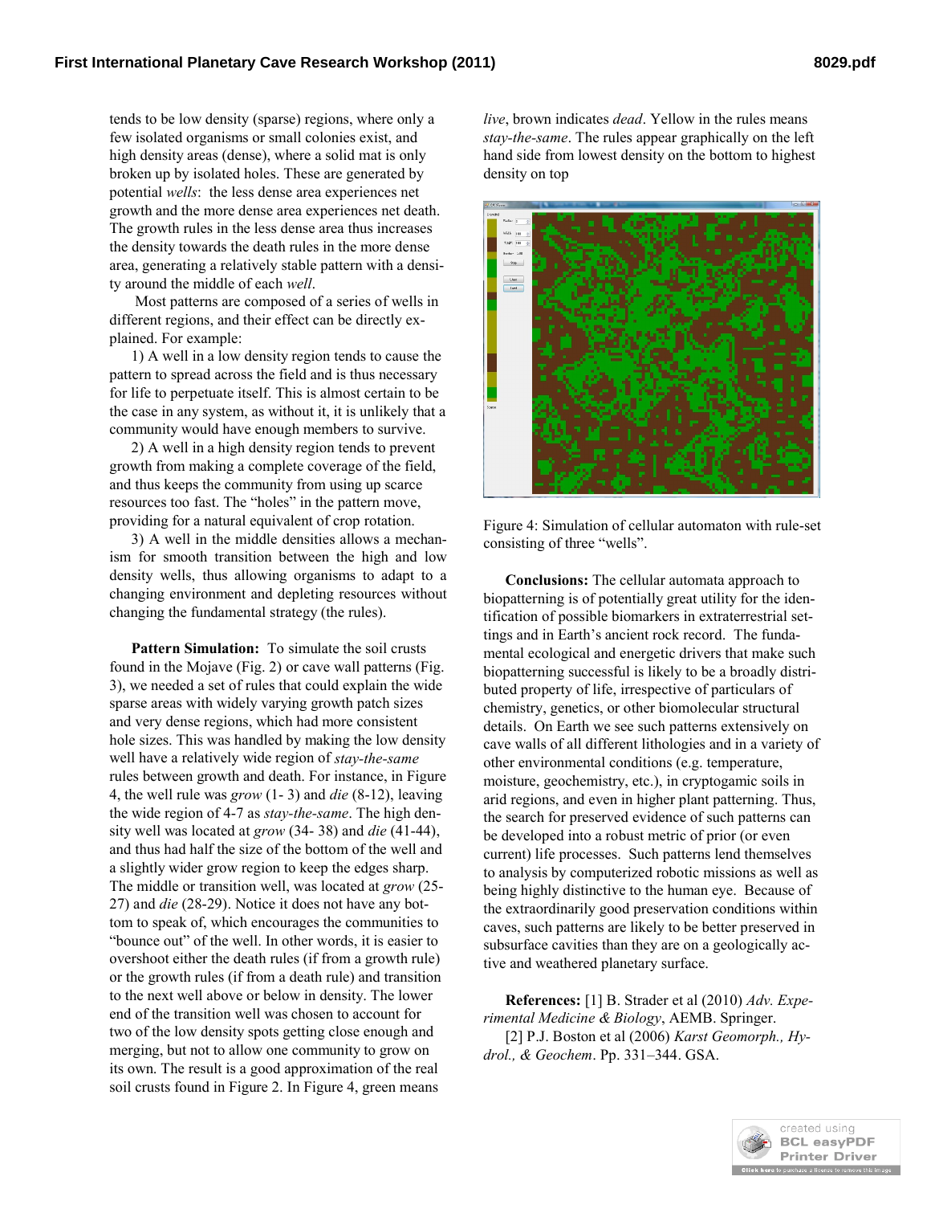tends to be low density (sparse) regions, where only a few isolated organisms or small colonies exist, and high density areas (dense), where a solid mat is only broken up by isolated holes. These are generated by potential *wells*: the less dense area experiences net growth and the more dense area experiences net death. The growth rules in the less dense area thus increases the density towards the death rules in the more dense area, generating a relatively stable pattern with a density around the middle of each *well*.

Most patterns are composed of a series of wells in different regions, and their effect can be directly explained. For example:

1) A well in a low density region tends to cause the pattern to spread across the field and is thus necessary for life to perpetuate itself. This is almost certain to be the case in any system, as without it, it is unlikely that a community would have enough members to survive.

2) A well in a high density region tends to prevent growth from making a complete coverage of the field, and thus keeps the community from using up scarce resources too fast. The "holes" in the pattern move, providing for a natural equivalent of crop rotation.

3) A well in the middle densities allows a mechanism for smooth transition between the high and low density wells, thus allowing organisms to adapt to a changing environment and depleting resources without changing the fundamental strategy (the rules).

**Pattern Simulation:** To simulate the soil crusts found in the Mojave (Fig. 2) or cave wall patterns (Fig. 3), we needed a set of rules that could explain the wide sparse areas with widely varying growth patch sizes and very dense regions, which had more consistent hole sizes. This was handled by making the low density well have a relatively wide region of *stay-the-same* rules between growth and death. For instance, in Figure 4, the well rule was *grow* (1- 3) and *die* (8-12), leaving the wide region of 4-7 as *stay-the-same*. The high density well was located at *grow* (34- 38) and *die* (41-44), and thus had half the size of the bottom of the well and a slightly wider grow region to keep the edges sharp. The middle or transition well, was located at *grow* (25-27) and *die* (28-29). Notice it does not have any bottom to speak of, which encourages the communities to "bounce out" of the well. In other words, it is easier to overshoot either the death rules (if from a growth rule) or the growth rules (if from a death rule) and transition to the next well above or below in density. The lower end of the transition well was chosen to account for two of the low density spots getting close enough and merging, but not to allow one community to grow on its own. The result is a good approximation of the real soil crusts found in Figure 2. In Figure 4, green means *live*, brown indicates *dead*. Yellow in the rules means *stay-the-same*. The rules appear graphically on the left hand side from lowest density on the bottom to highest density on top

Figure 4: Simulation of cellular automaton with rule-set consisting of three "wells".

**Conclusions:** The cellular automata approach to biopatterning is of potentially great utility for the identification of possible biomarkers in extraterrestrial settings and in Earth's ancient rock record. The fundamental ecological and energetic drivers that make such biopatterning successful is likely to be a broadly distributed property of life, irrespective of particulars of chemistry, genetics, or other biomolecular structural details. On Earth we see such patterns extensively on cave walls of all different lithologies and in a variety of other environmental conditions (e.g. temperature, moisture, geochemistry, etc.), in cryptogamic soils in arid regions, and even in higher plant patterning. Thus, the search for preserved evidence of such patterns can be developed into a robust metric of prior (or even current) life processes. Such patterns lend themselves to analysis by computerized robotic missions as well as being highly distinctive to the human eye. Because of the extraordinarily good preservation conditions within caves, such patterns are likely to be better preserved in subsurface cavities than they are on a geologically active and weathered planetary surface.

**References:** [1] B. Strader et al (2010) *Adv. Experimental Medicine & Biology*, AEMB. Springer. [2] P.J. Boston et al (2006) *Karst Geomorph., Hydrol., & Geochem*. Pp. 331–344. GSA.